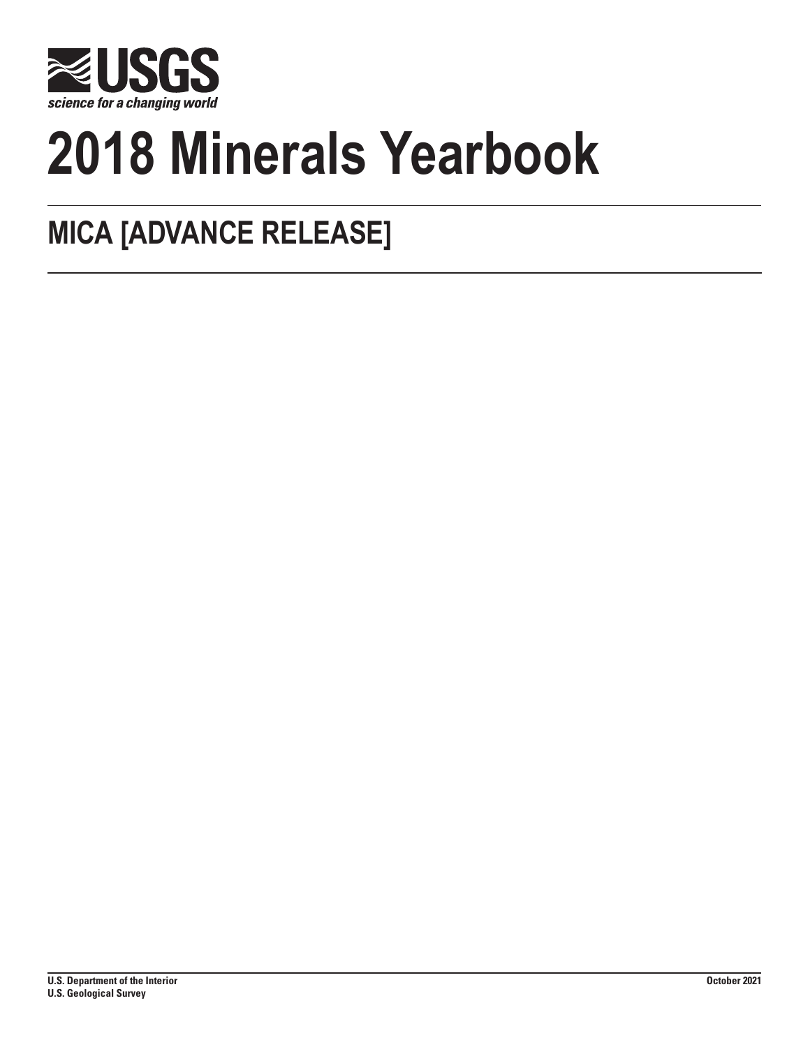USGS

science for a changing world

# 2018 Minerals Yearbook

## MICA [ADVANCE RELEASE]

**U.S. Department of the Interior**
**U.S. Geological Survey**

**October 2021**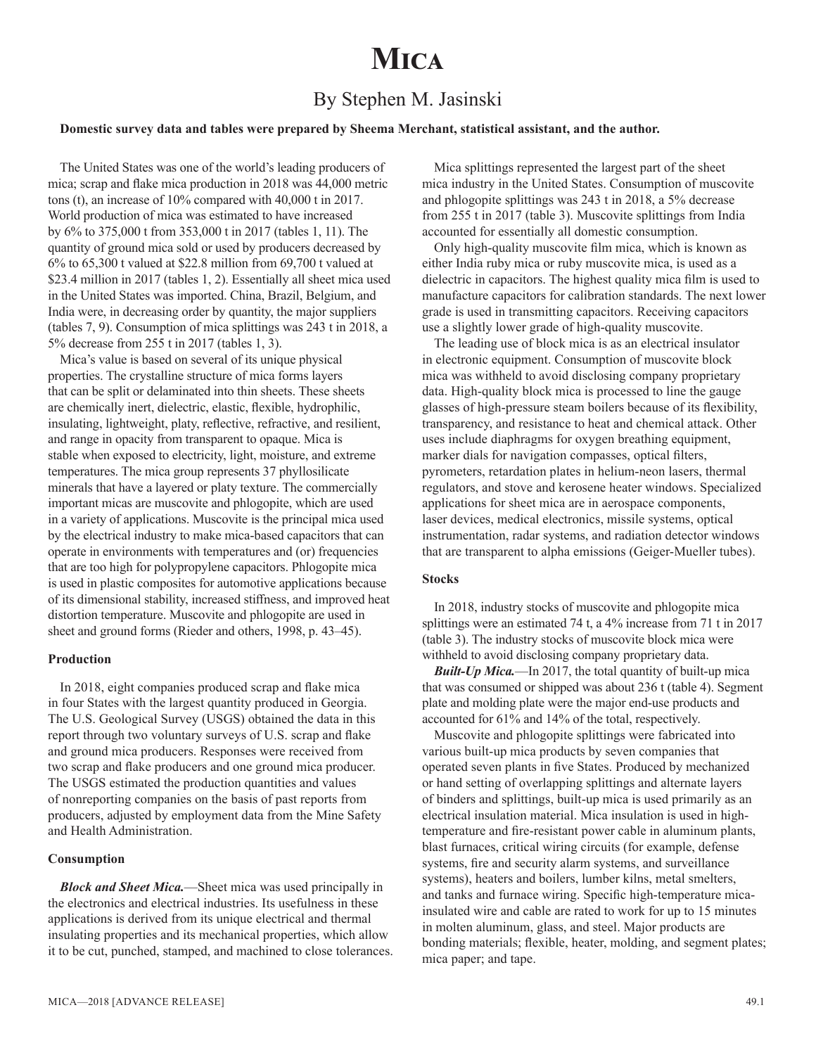# Mica

## By Stephen M. Jasinski

**Domestic survey data and tables were prepared by Sheema Merchant, statistical assistant, and the author.**

The United States was one of the world's leading producers of mica; scrap and flake mica production in 2018 was 44,000 metric tons (t), an increase of 10% compared with 40,000 t in 2017. World production of mica was estimated to have increased by 6% to 375,000 t from 353,000 t in 2017 (tables 1, 11). The quantity of ground mica sold or used by producers decreased by 6% to 65,300 t valued at $22.8 million from 69,700 t valued at $23.4 million in 2017 (tables 1, 2). Essentially all sheet mica used in the United States was imported. China, Brazil, Belgium, and India were, in decreasing order by quantity, the major suppliers (tables 7, 9). Consumption of mica splittings was 243 t in 2018, a 5% decrease from 255 t in 2017 (tables 1, 3).

Mica's value is based on several of its unique physical properties. The crystalline structure of mica forms layers that can be split or delaminated into thin sheets. These sheets are chemically inert, dielectric, elastic, flexible, hydrophilic, insulating, lightweight, platy, reflective, refractive, and resilient, and range in opacity from transparent to opaque. Mica is stable when exposed to electricity, light, moisture, and extreme temperatures. The mica group represents 37 phyllosilicate minerals that have a layered or platy texture. The commercially important micas are muscovite and phlogopite, which are used in a variety of applications. Muscovite is the principal mica used by the electrical industry to make mica-based capacitors that can operate in environments with temperatures and (or) frequencies that are too high for polypropylene capacitors. Phlogopite mica is used in plastic composites for automotive applications because of its dimensional stability, increased stiffness, and improved heat distortion temperature. Muscovite and phlogopite are used in sheet and ground forms (Rieder and others, 1998, p. 43–45).

### Production

In 2018, eight companies produced scrap and flake mica in four States with the largest quantity produced in Georgia. The U.S. Geological Survey (USGS) obtained the data in this report through two voluntary surveys of U.S. scrap and flake and ground mica producers. Responses were received from two scrap and flake producers and one ground mica producer. The USGS estimated the production quantities and values of nonreporting companies on the basis of past reports from producers, adjusted by employment data from the Mine Safety and Health Administration.

### Consumption

***Block and Sheet Mica.***—Sheet mica was used principally in the electronics and electrical industries. Its usefulness in these applications is derived from its unique electrical and thermal insulating properties and its mechanical properties, which allow it to be cut, punched, stamped, and machined to close tolerances.

Mica splittings represented the largest part of the sheet mica industry in the United States. Consumption of muscovite and phlogopite splittings was 243 t in 2018, a 5% decrease from 255 t in 2017 (table 3). Muscovite splittings from India accounted for essentially all domestic consumption.

Only high-quality muscovite film mica, which is known as either India ruby mica or ruby muscovite mica, is used as a dielectric in capacitors. The highest quality mica film is used to manufacture capacitors for calibration standards. The next lower grade is used in transmitting capacitors. Receiving capacitors use a slightly lower grade of high-quality muscovite.

The leading use of block mica is as an electrical insulator in electronic equipment. Consumption of muscovite block mica was withheld to avoid disclosing company proprietary data. High-quality block mica is processed to line the gauge glasses of high-pressure steam boilers because of its flexibility, transparency, and resistance to heat and chemical attack. Other uses include diaphragms for oxygen breathing equipment, marker dials for navigation compasses, optical filters, pyrometers, retardation plates in helium-neon lasers, thermal regulators, and stove and kerosene heater windows. Specialized applications for sheet mica are in aerospace components, laser devices, medical electronics, missile systems, optical instrumentation, radar systems, and radiation detector windows that are transparent to alpha emissions (Geiger-Mueller tubes).

### Stocks

In 2018, industry stocks of muscovite and phlogopite mica splittings were an estimated 74 t, a 4% increase from 71 t in 2017 (table 3). The industry stocks of muscovite block mica were withheld to avoid disclosing company proprietary data.

***Built-Up Mica.***—In 2017, the total quantity of built-up mica that was consumed or shipped was about 236 t (table 4). Segment plate and molding plate were the major end-use products and accounted for 61% and 14% of the total, respectively.

Muscovite and phlogopite splittings were fabricated into various built-up mica products by seven companies that operated seven plants in five States. Produced by mechanized or hand setting of overlapping splittings and alternate layers of binders and splittings, built-up mica is used primarily as an electrical insulation material. Mica insulation is used in high-temperature and fire-resistant power cable in aluminum plants, blast furnaces, critical wiring circuits (for example, defense systems, fire and security alarm systems, and surveillance systems), heaters and boilers, lumber kilns, metal smelters, and tanks and furnace wiring. Specific high-temperature mica-insulated wire and cable are rated to work for up to 15 minutes in molten aluminum, glass, and steel. Major products are bonding materials; flexible, heater, molding, and segment plates; mica paper; and tape.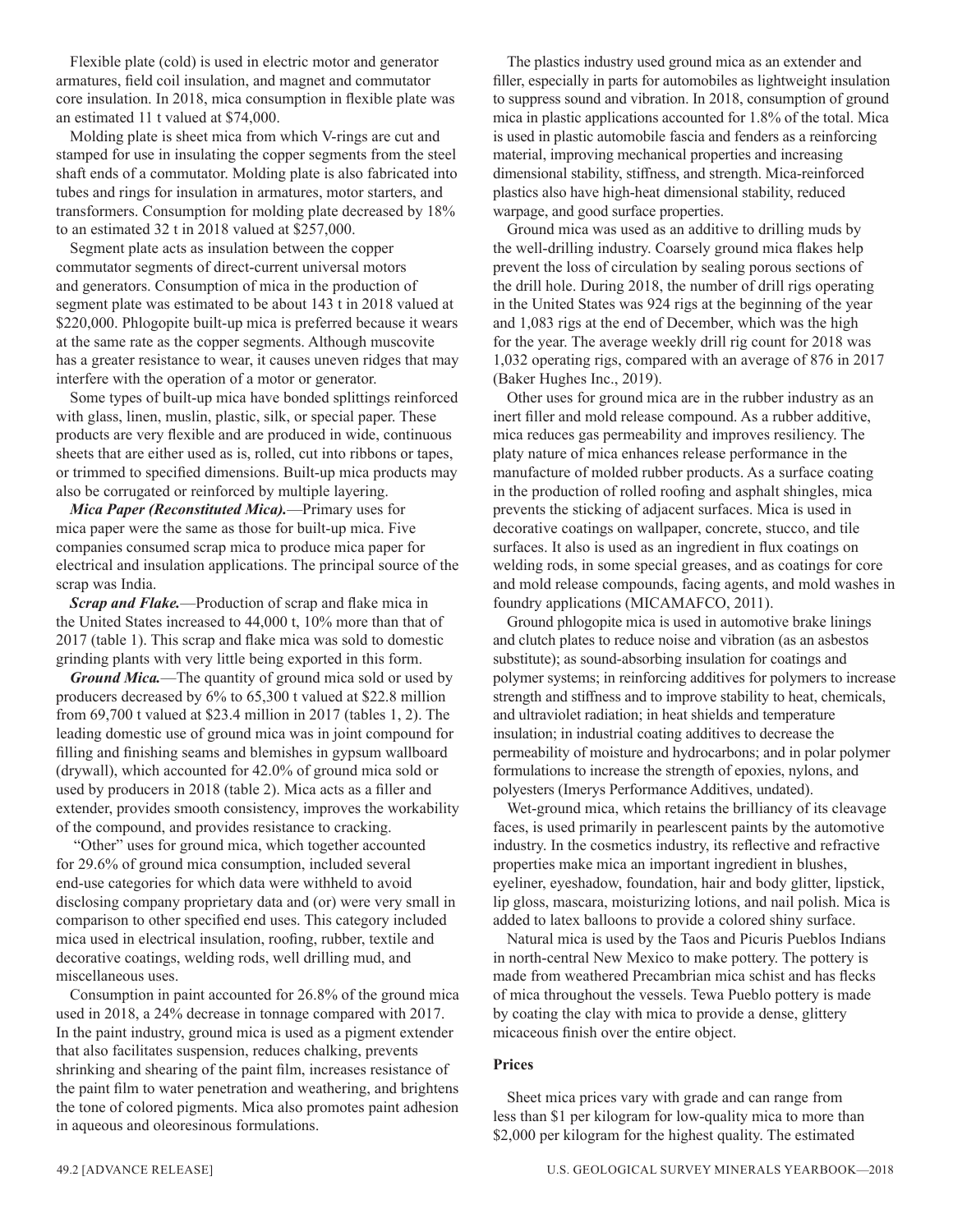Flexible plate (cold) is used in electric motor and generator armatures, field coil insulation, and magnet and commutator core insulation. In 2018, mica consumption in flexible plate was an estimated 11 t valued at $74,000.

Molding plate is sheet mica from which V-rings are cut and stamped for use in insulating the copper segments from the steel shaft ends of a commutator. Molding plate is also fabricated into tubes and rings for insulation in armatures, motor starters, and transformers. Consumption for molding plate decreased by 18% to an estimated 32 t in 2018 valued at $257,000.

Segment plate acts as insulation between the copper commutator segments of direct-current universal motors and generators. Consumption of mica in the production of segment plate was estimated to be about 143 t in 2018 valued at $220,000. Phlogopite built-up mica is preferred because it wears at the same rate as the copper segments. Although muscovite has a greater resistance to wear, it causes uneven ridges that may interfere with the operation of a motor or generator.

Some types of built-up mica have bonded splittings reinforced with glass, linen, muslin, plastic, silk, or special paper. These products are very flexible and are produced in wide, continuous sheets that are either used as is, rolled, cut into ribbons or tapes, or trimmed to specified dimensions. Built-up mica products may also be corrugated or reinforced by multiple layering.

***Mica Paper (Reconstituted Mica).***—Primary uses for mica paper were the same as those for built-up mica. Five companies consumed scrap mica to produce mica paper for electrical and insulation applications. The principal source of the scrap was India.

***Scrap and Flake.***—Production of scrap and flake mica in the United States increased to 44,000 t, 10% more than that of 2017 (table 1). This scrap and flake mica was sold to domestic grinding plants with very little being exported in this form.

***Ground Mica.***—The quantity of ground mica sold or used by producers decreased by 6% to 65,300 t valued at $22.8 million from 69,700 t valued at $23.4 million in 2017 (tables 1, 2). The leading domestic use of ground mica was in joint compound for filling and finishing seams and blemishes in gypsum wallboard (drywall), which accounted for 42.0% of ground mica sold or used by producers in 2018 (table 2). Mica acts as a filler and extender, provides smooth consistency, improves the workability of the compound, and provides resistance to cracking.

"Other" uses for ground mica, which together accounted for 29.6% of ground mica consumption, included several end-use categories for which data were withheld to avoid disclosing company proprietary data and (or) were very small in comparison to other specified end uses. This category included mica used in electrical insulation, roofing, rubber, textile and decorative coatings, welding rods, well drilling mud, and miscellaneous uses.

Consumption in paint accounted for 26.8% of the ground mica used in 2018, a 24% decrease in tonnage compared with 2017. In the paint industry, ground mica is used as a pigment extender that also facilitates suspension, reduces chalking, prevents shrinking and shearing of the paint film, increases resistance of the paint film to water penetration and weathering, and brightens the tone of colored pigments. Mica also promotes paint adhesion in aqueous and oleoresinous formulations.

The plastics industry used ground mica as an extender and filler, especially in parts for automobiles as lightweight insulation to suppress sound and vibration. In 2018, consumption of ground mica in plastic applications accounted for 1.8% of the total. Mica is used in plastic automobile fascia and fenders as a reinforcing material, improving mechanical properties and increasing dimensional stability, stiffness, and strength. Mica-reinforced plastics also have high-heat dimensional stability, reduced warpage, and good surface properties.

Ground mica was used as an additive to drilling muds by the well-drilling industry. Coarsely ground mica flakes help prevent the loss of circulation by sealing porous sections of the drill hole. During 2018, the number of drill rigs operating in the United States was 924 rigs at the beginning of the year and 1,083 rigs at the end of December, which was the high for the year. The average weekly drill rig count for 2018 was 1,032 operating rigs, compared with an average of 876 in 2017 (Baker Hughes Inc., 2019).

Other uses for ground mica are in the rubber industry as an inert filler and mold release compound. As a rubber additive, mica reduces gas permeability and improves resiliency. The platy nature of mica enhances release performance in the manufacture of molded rubber products. As a surface coating in the production of rolled roofing and asphalt shingles, mica prevents the sticking of adjacent surfaces. Mica is used in decorative coatings on wallpaper, concrete, stucco, and tile surfaces. It also is used as an ingredient in flux coatings on welding rods, in some special greases, and as coatings for core and mold release compounds, facing agents, and mold washes in foundry applications (MICAMAFCO, 2011).

Ground phlogopite mica is used in automotive brake linings and clutch plates to reduce noise and vibration (as an asbestos substitute); as sound-absorbing insulation for coatings and polymer systems; in reinforcing additives for polymers to increase strength and stiffness and to improve stability to heat, chemicals, and ultraviolet radiation; in heat shields and temperature insulation; in industrial coating additives to decrease the permeability of moisture and hydrocarbons; and in polar polymer formulations to increase the strength of epoxies, nylons, and polyesters (Imerys Performance Additives, undated).

Wet-ground mica, which retains the brilliancy of its cleavage faces, is used primarily in pearlescent paints by the automotive industry. In the cosmetics industry, its reflective and refractive properties make mica an important ingredient in blushes, eyeliner, eyeshadow, foundation, hair and body glitter, lipstick, lip gloss, mascara, moisturizing lotions, and nail polish. Mica is added to latex balloons to provide a colored shiny surface.

Natural mica is used by the Taos and Picuris Pueblos Indians in north-central New Mexico to make pottery. The pottery is made from weathered Precambrian mica schist and has flecks of mica throughout the vessels. Tewa Pueblo pottery is made by coating the clay with mica to provide a dense, glittery micaceous finish over the entire object.

### Prices

Sheet mica prices vary with grade and can range from less than $1 per kilogram for low-quality mica to more than $2,000 per kilogram for the highest quality. The estimated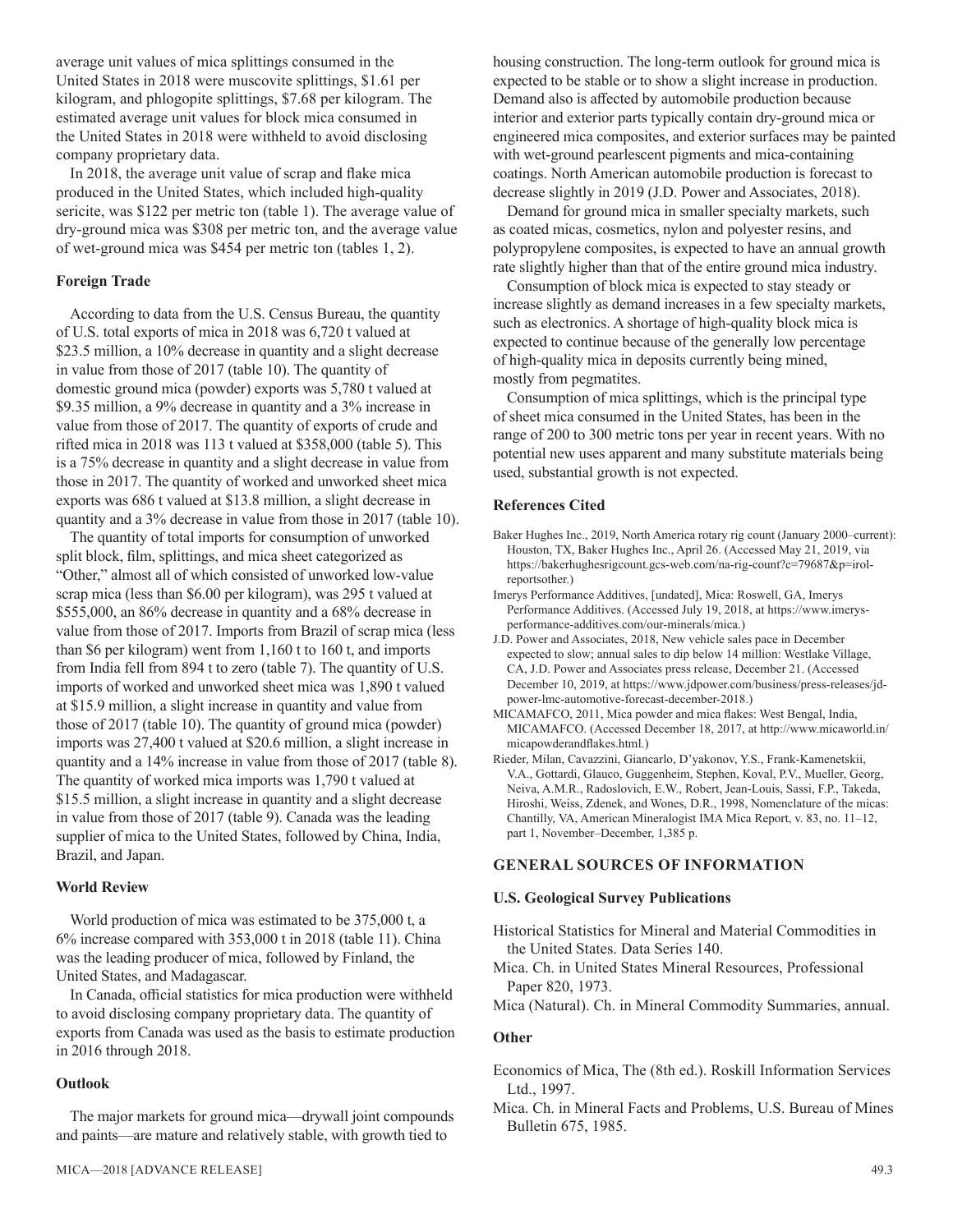average unit values of mica splittings consumed in the United States in 2018 were muscovite splittings, $1.61 per kilogram, and phlogopite splittings, $7.68 per kilogram. The estimated average unit values for block mica consumed in the United States in 2018 were withheld to avoid disclosing company proprietary data.

In 2018, the average unit value of scrap and flake mica produced in the United States, which included high-quality sericite, was $122 per metric ton (table 1). The average value of dry-ground mica was $308 per metric ton, and the average value of wet-ground mica was $454 per metric ton (tables 1, 2).

### Foreign Trade

According to data from the U.S. Census Bureau, the quantity of U.S. total exports of mica in 2018 was 6,720 t valued at $23.5 million, a 10% decrease in quantity and a slight decrease in value from those of 2017 (table 10). The quantity of domestic ground mica (powder) exports was 5,780 t valued at $9.35 million, a 9% decrease in quantity and a 3% increase in value from those of 2017. The quantity of exports of crude and rifted mica in 2018 was 113 t valued at $358,000 (table 5). This is a 75% decrease in quantity and a slight decrease in value from those in 2017. The quantity of worked and unworked sheet mica exports was 686 t valued at $13.8 million, a slight decrease in quantity and a 3% decrease in value from those in 2017 (table 10).

The quantity of total imports for consumption of unworked split block, film, splittings, and mica sheet categorized as "Other," almost all of which consisted of unworked low-value scrap mica (less than $6.00 per kilogram), was 295 t valued at $555,000, an 86% decrease in quantity and a 68% decrease in value from those of 2017. Imports from Brazil of scrap mica (less than $6 per kilogram) went from 1,160 t to 160 t, and imports from India fell from 894 t to zero (table 7). The quantity of U.S. imports of worked and unworked sheet mica was 1,890 t valued at $15.9 million, a slight increase in quantity and value from those of 2017 (table 10). The quantity of ground mica (powder) imports was 27,400 t valued at $20.6 million, a slight increase in quantity and a 14% increase in value from those of 2017 (table 8). The quantity of worked mica imports was 1,790 t valued at $15.5 million, a slight increase in quantity and a slight decrease in value from those of 2017 (table 9). Canada was the leading supplier of mica to the United States, followed by China, India, Brazil, and Japan.

### World Review

World production of mica was estimated to be 375,000 t, a 6% increase compared with 353,000 t in 2018 (table 11). China was the leading producer of mica, followed by Finland, the United States, and Madagascar.

In Canada, official statistics for mica production were withheld to avoid disclosing company proprietary data. The quantity of exports from Canada was used as the basis to estimate production in 2016 through 2018.

### Outlook

The major markets for ground mica—drywall joint compounds and paints—are mature and relatively stable, with growth tied to housing construction. The long-term outlook for ground mica is expected to be stable or to show a slight increase in production. Demand also is affected by automobile production because interior and exterior parts typically contain dry-ground mica or engineered mica composites, and exterior surfaces may be painted with wet-ground pearlescent pigments and mica-containing coatings. North American automobile production is forecast to decrease slightly in 2019 (J.D. Power and Associates, 2018).

Demand for ground mica in smaller specialty markets, such as coated micas, cosmetics, nylon and polyester resins, and polypropylene composites, is expected to have an annual growth rate slightly higher than that of the entire ground mica industry.

Consumption of block mica is expected to stay steady or increase slightly as demand increases in a few specialty markets, such as electronics. A shortage of high-quality block mica is expected to continue because of the generally low percentage of high-quality mica in deposits currently being mined, mostly from pegmatites.

Consumption of mica splittings, which is the principal type of sheet mica consumed in the United States, has been in the range of 200 to 300 metric tons per year in recent years. With no potential new uses apparent and many substitute materials being used, substantial growth is not expected.

### References Cited

Baker Hughes Inc., 2019, North America rotary rig count (January 2000–current): Houston, TX, Baker Hughes Inc., April 26. (Accessed May 21, 2019, via https://bakerhughesrigcount.gcs-web.com/na-rig-count?c=79687&p=irol-reportsother.)

Imerys Performance Additives, [undated], Mica: Roswell, GA, Imerys Performance Additives. (Accessed July 19, 2018, at https://www.imerys-performance-additives.com/our-minerals/mica.)

J.D. Power and Associates, 2018, New vehicle sales pace in December expected to slow; annual sales to dip below 14 million: Westlake Village, CA, J.D. Power and Associates press release, December 21. (Accessed December 10, 2019, at https://www.jdpower.com/business/press-releases/jd-power-lmc-automotive-forecast-december-2018.)

MICAMAFCO, 2011, Mica powder and mica flakes: West Bengal, India, MICAMAFCO. (Accessed December 18, 2017, at http://www.micaworld.in/micapowderandflakes.html.)

Rieder, Milan, Cavazzini, Giancarlo, D'yakonov, Y.S., Frank-Kamenetskii, V.A., Gottardi, Glauco, Guggenheim, Stephen, Koval, P.V., Mueller, Georg, Neiva, A.M.R., Radoslovich, E.W., Robert, Jean-Louis, Sassi, F.P., Takeda, Hiroshi, Weiss, Zdenek, and Wones, D.R., 1998, Nomenclature of the micas: Chantilly, VA, American Mineralogist IMA Mica Report, v. 83, no. 11–12, part 1, November–December, 1,385 p.

## GENERAL SOURCES OF INFORMATION

### U.S. Geological Survey Publications

Historical Statistics for Mineral and Material Commodities in the United States. Data Series 140.

Mica. Ch. in United States Mineral Resources, Professional Paper 820, 1973.

Mica (Natural). Ch. in Mineral Commodity Summaries, annual.

### Other

Economics of Mica, The (8th ed.). Roskill Information Services Ltd., 1997.

Mica. Ch. in Mineral Facts and Problems, U.S. Bureau of Mines Bulletin 675, 1985.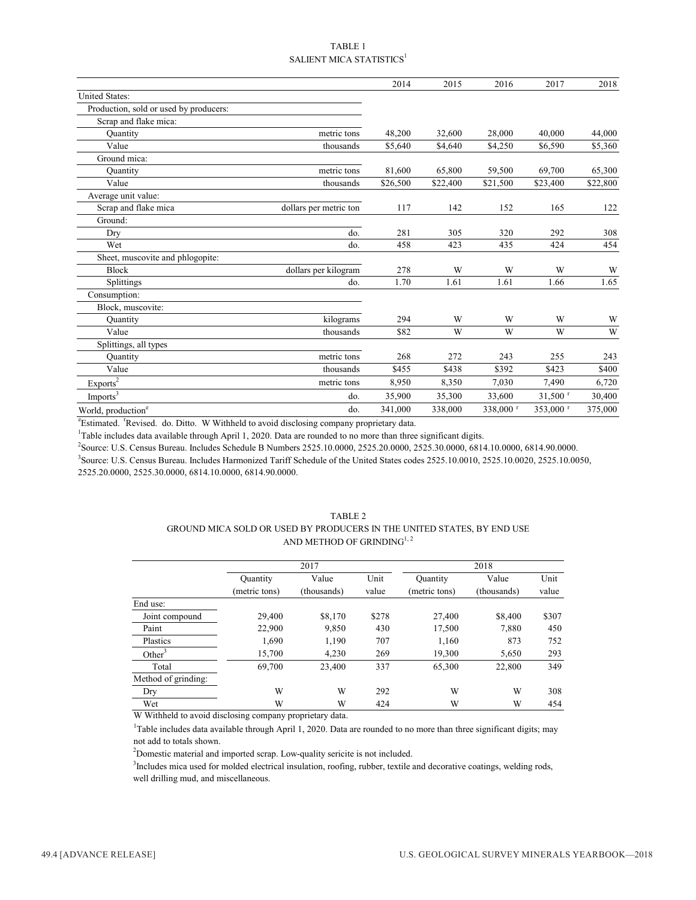TABLE 1
SALIENT MICA STATISTICS[1]

| | | 2014 | 2015 | 2016 | 2017 | 2018 |
|---|---|---|---|---|---|---|
| United States: | | | | | | |
| Production, sold or used by producers: | | | | | | |
| Scrap and flake mica: | | | | | | |
| Quantity | metric tons | 48,200 | 32,600 | 28,000 | 40,000 | 44,000 |
| Value | thousands | $5,640 | $4,640 | $4,250 | $6,590 | $5,360 |
| Ground mica: | | | | | | |
| Quantity | metric tons | 81,600 | 65,800 | 59,500 | 69,700 | 65,300 |
| Value | thousands | $26,500 | $22,400 | $21,500 | $23,400 | $22,800 |
| Average unit value: | | | | | | |
| Scrap and flake mica | dollars per metric ton | 117 | 142 | 152 | 165 | 122 |
| Ground: | | | | | | |
| Dry | do. | 281 | 305 | 320 | 292 | 308 |
| Wet | do. | 458 | 423 | 435 | 424 | 454 |
| Sheet, muscovite and phlogopite: | | | | | | |
| Block | dollars per kilogram | 278 | W | W | W | W |
| Splittings | do. | 1.70 | 1.61 | 1.61 | 1.66 | 1.65 |
| Consumption: | | | | | | |
| Block, muscovite: | | | | | | |
| Quantity | kilograms | 294 | W | W | W | W |
| Value | thousands | $82 | W | W | W | W |
| Splittings, all types | | | | | | |
| Quantity | metric tons | 268 | 272 | 243 | 255 | 243 |
| Value | thousands | $455 | $438 | $392 | $423 | $400 |
| Exports[2] | metric tons | 8,950 | 8,350 | 7,030 | 7,490 | 6,720 |
| Imports[3] | do. | 35,900 | 35,300 | 33,600 | 31,500 [r] | 30,400 |
| World, production[e] | do. | 341,000 | 338,000 | 338,000 [r] | 353,000 [r] | 375,000 |

[e]Estimated. [r]Revised. do. Ditto. W Withheld to avoid disclosing company proprietary data.

[1]Table includes data available through April 1, 2020. Data are rounded to no more than three significant digits.

[2]Source: U.S. Census Bureau. Includes Schedule B Numbers 2525.10.0000, 2525.20.0000, 2525.30.0000, 6814.10.0000, 6814.90.0000.

[3]Source: U.S. Census Bureau. Includes Harmonized Tariff Schedule of the United States codes 2525.10.0010, 2525.10.0020, 2525.10.0050, 2525.20.0000, 2525.30.0000, 6814.10.0000, 6814.90.0000.

TABLE 2
GROUND MICA SOLD OR USED BY PRODUCERS IN THE UNITED STATES, BY END USE AND METHOD OF GRINDING[1, 2]

| | 2017 | | | 2018 | | |
|---|---|---|---|---|---|---|
| | Quantity (metric tons) | Value (thousands) | Unit value | Quantity (metric tons) | Value (thousands) | Unit value |
| End use: | | | | | | |
| Joint compound | 29,400 | $8,170 | $278 | 27,400 | $8,400 | $307 |
| Paint | 22,900 | 9,850 | 430 | 17,500 | 7,880 | 450 |
| Plastics | 1,690 | 1,190 | 707 | 1,160 | 873 | 752 |
| Other[3] | 15,700 | 4,230 | 269 | 19,300 | 5,650 | 293 |
| Total | 69,700 | 23,400 | 337 | 65,300 | 22,800 | 349 |
| Method of grinding: | | | | | | |
| Dry | W | W | 292 | W | W | 308 |
| Wet | W | W | 424 | W | W | 454 |

W Withheld to avoid disclosing company proprietary data.

[1]Table includes data available through April 1, 2020. Data are rounded to no more than three significant digits; may not add to totals shown.

[2]Domestic material and imported scrap. Low-quality sericite is not included.

[3]Includes mica used for molded electrical insulation, roofing, rubber, textile and decorative coatings, welding rods, well drilling mud, and miscellaneous.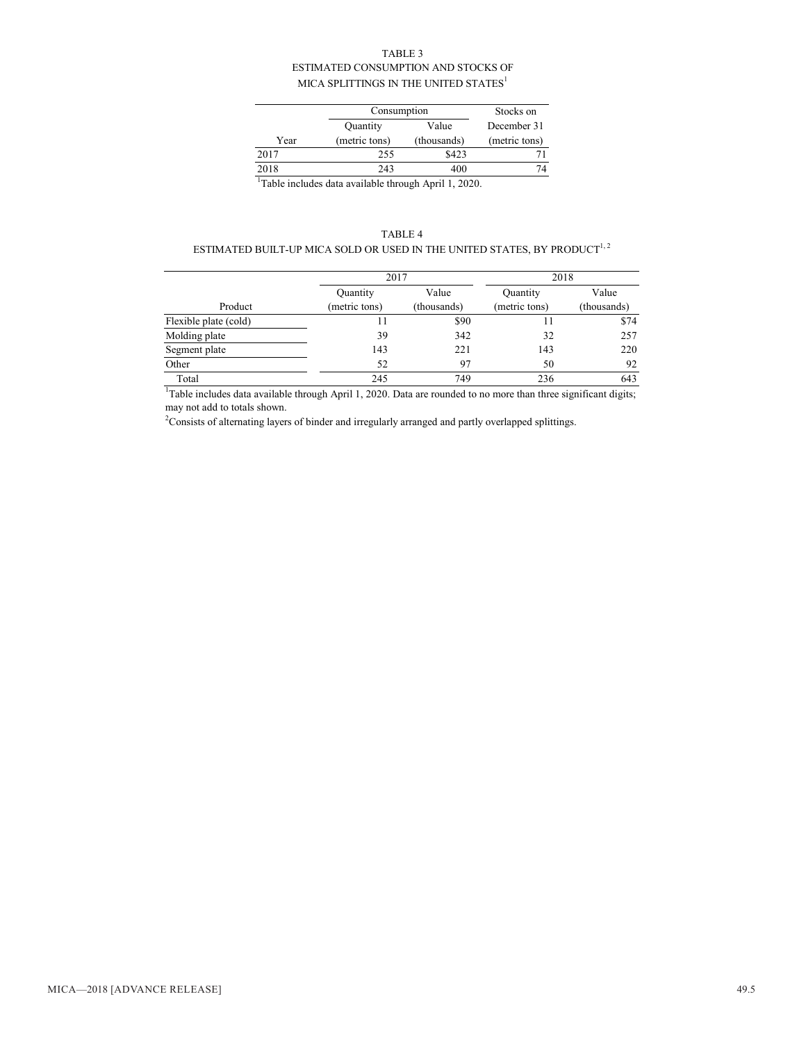TABLE 3
ESTIMATED CONSUMPTION AND STOCKS OF
MICA SPLITTINGS IN THE UNITED STATES[1]

| Year | Consumption | | Stocks on December 31 (metric tons) |
|---|---|---|---|
| | Quantity (metric tons) | Value (thousands) | |
| 2017 | 255 | $423 | 71 |
| 2018 | 243 | 400 | 74 |

[1]Table includes data available through April 1, 2020.

TABLE 4
ESTIMATED BUILT-UP MICA SOLD OR USED IN THE UNITED STATES, BY PRODUCT[1, 2]

| Product | 2017 | | 2018 | |
|---|---|---|---|---|
| | Quantity (metric tons) | Value (thousands) | Quantity (metric tons) | Value (thousands) |
| Flexible plate (cold) | 11 | $90 | 11 | $74 |
| Molding plate | 39 | 342 | 32 | 257 |
| Segment plate | 143 | 221 | 143 | 220 |
| Other | 52 | 97 | 50 | 92 |
| Total | 245 | 749 | 236 | 643 |

[1]Table includes data available through April 1, 2020. Data are rounded to no more than three significant digits; may not add to totals shown.

[2]Consists of alternating layers of binder and irregularly arranged and partly overlapped splittings.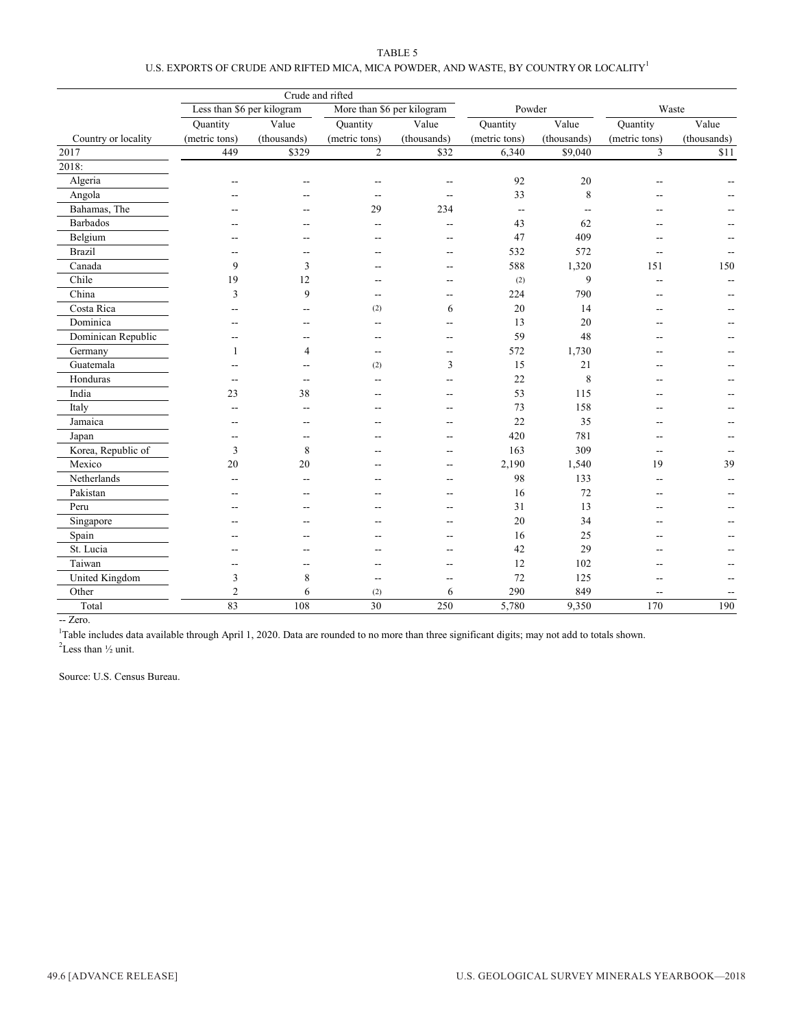TABLE 5

U.S. EXPORTS OF CRUDE AND RIFTED MICA, MICA POWDER, AND WASTE, BY COUNTRY OR LOCALITY[1]

| | Crude and rifted | | | | | | | |
|---|---|---|---|---|---|---|---|---|
| | Less than $6 per kilogram | | More than $6 per kilogram | | Powder | | Waste | |
| | Quantity | Value | Quantity | Value | Quantity | Value | Quantity | Value |
| Country or locality | (metric tons) | (thousands) | (metric tons) | (thousands) | (metric tons) | (thousands) | (metric tons) | (thousands) |
| 2017 | 449 | $329 | 2 | $32 | 6,340 | $9,040 | 3 | $11 |
| 2018: | | | | | | | | |
| Algeria | -- | -- | -- | -- | 92 | 20 | -- | -- |
| Angola | -- | -- | -- | -- | 33 | 8 | -- | -- |
| Bahamas, The | -- | -- | 29 | 234 | -- | -- | -- | -- |
| Barbados | -- | -- | -- | -- | 43 | 62 | -- | -- |
| Belgium | -- | -- | -- | -- | 47 | 409 | -- | -- |
| Brazil | -- | -- | -- | -- | 532 | 572 | -- | -- |
| Canada | 9 | 3 | -- | -- | 588 | 1,320 | 151 | 150 |
| Chile | 19 | 12 | -- | -- | (2) | 9 | -- | -- |
| China | 3 | 9 | -- | -- | 224 | 790 | -- | -- |
| Costa Rica | -- | -- | (2) | 6 | 20 | 14 | -- | -- |
| Dominica | -- | -- | -- | -- | 13 | 20 | -- | -- |
| Dominican Republic | -- | -- | -- | -- | 59 | 48 | -- | -- |
| Germany | 1 | 4 | -- | -- | 572 | 1,730 | -- | -- |
| Guatemala | -- | -- | (2) | 3 | 15 | 21 | -- | -- |
| Honduras | -- | -- | -- | -- | 22 | 8 | -- | -- |
| India | 23 | 38 | -- | -- | 53 | 115 | -- | -- |
| Italy | -- | -- | -- | -- | 73 | 158 | -- | -- |
| Jamaica | -- | -- | -- | -- | 22 | 35 | -- | -- |
| Japan | -- | -- | -- | -- | 420 | 781 | -- | -- |
| Korea, Republic of | 3 | 8 | -- | -- | 163 | 309 | -- | -- |
| Mexico | 20 | 20 | -- | -- | 2,190 | 1,540 | 19 | 39 |
| Netherlands | -- | -- | -- | -- | 98 | 133 | -- | -- |
| Pakistan | -- | -- | -- | -- | 16 | 72 | -- | -- |
| Peru | -- | -- | -- | -- | 31 | 13 | -- | -- |
| Singapore | -- | -- | -- | -- | 20 | 34 | -- | -- |
| Spain | -- | -- | -- | -- | 16 | 25 | -- | -- |
| St. Lucia | -- | -- | -- | -- | 42 | 29 | -- | -- |
| Taiwan | -- | -- | -- | -- | 12 | 102 | -- | -- |
| United Kingdom | 3 | 8 | -- | -- | 72 | 125 | -- | -- |
| Other | 2 | 6 | (2) | 6 | 290 | 849 | -- | -- |
| Total | 83 | 108 | 30 | 250 | 5,780 | 9,350 | 170 | 190 |

-- Zero.

[1]Table includes data available through April 1, 2020. Data are rounded to no more than three significant digits; may not add to totals shown.

[2]Less than ½ unit.

Source: U.S. Census Bureau.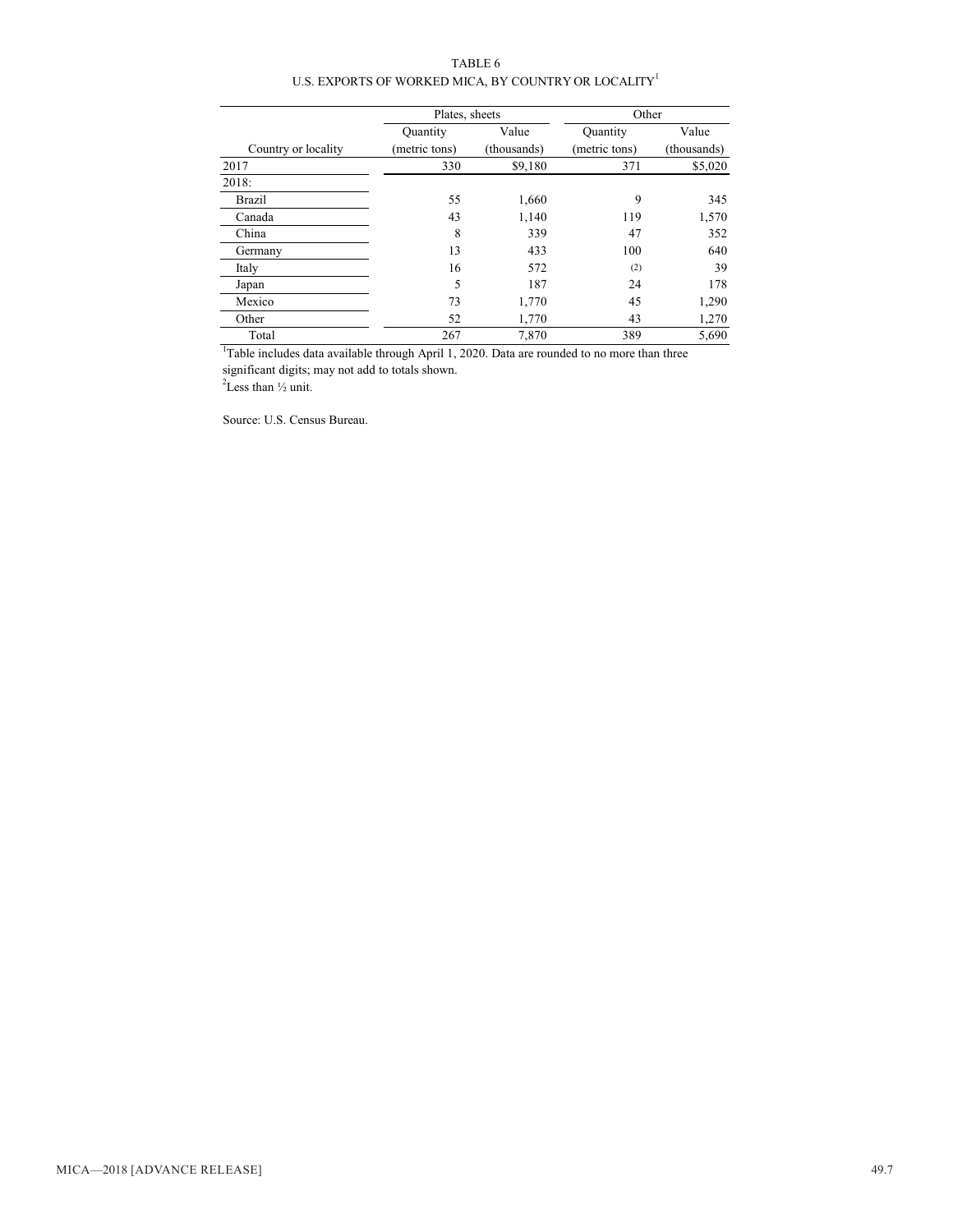TABLE 6
U.S. EXPORTS OF WORKED MICA, BY COUNTRY OR LOCALITY[1]

| | Plates, sheets | | Other | |
|---|---|---|---|---|
| Country or locality | Quantity (metric tons) | Value (thousands) | Quantity (metric tons) | Value (thousands) |
| 2017 | 330 | $9,180 | 371 | $5,020 |
| 2018: | | | | |
| Brazil | 55 | 1,660 | 9 | 345 |
| Canada | 43 | 1,140 | 119 | 1,570 |
| China | 8 | 339 | 47 | 352 |
| Germany | 13 | 433 | 100 | 640 |
| Italy | 16 | 572 | (2) | 39 |
| Japan | 5 | 187 | 24 | 178 |
| Mexico | 73 | 1,770 | 45 | 1,290 |
| Other | 52 | 1,770 | 43 | 1,270 |
| Total | 267 | 7,870 | 389 | 5,690 |

[1]Table includes data available through April 1, 2020. Data are rounded to no more than three significant digits; may not add to totals shown.
[2]Less than ½ unit.

Source: U.S. Census Bureau.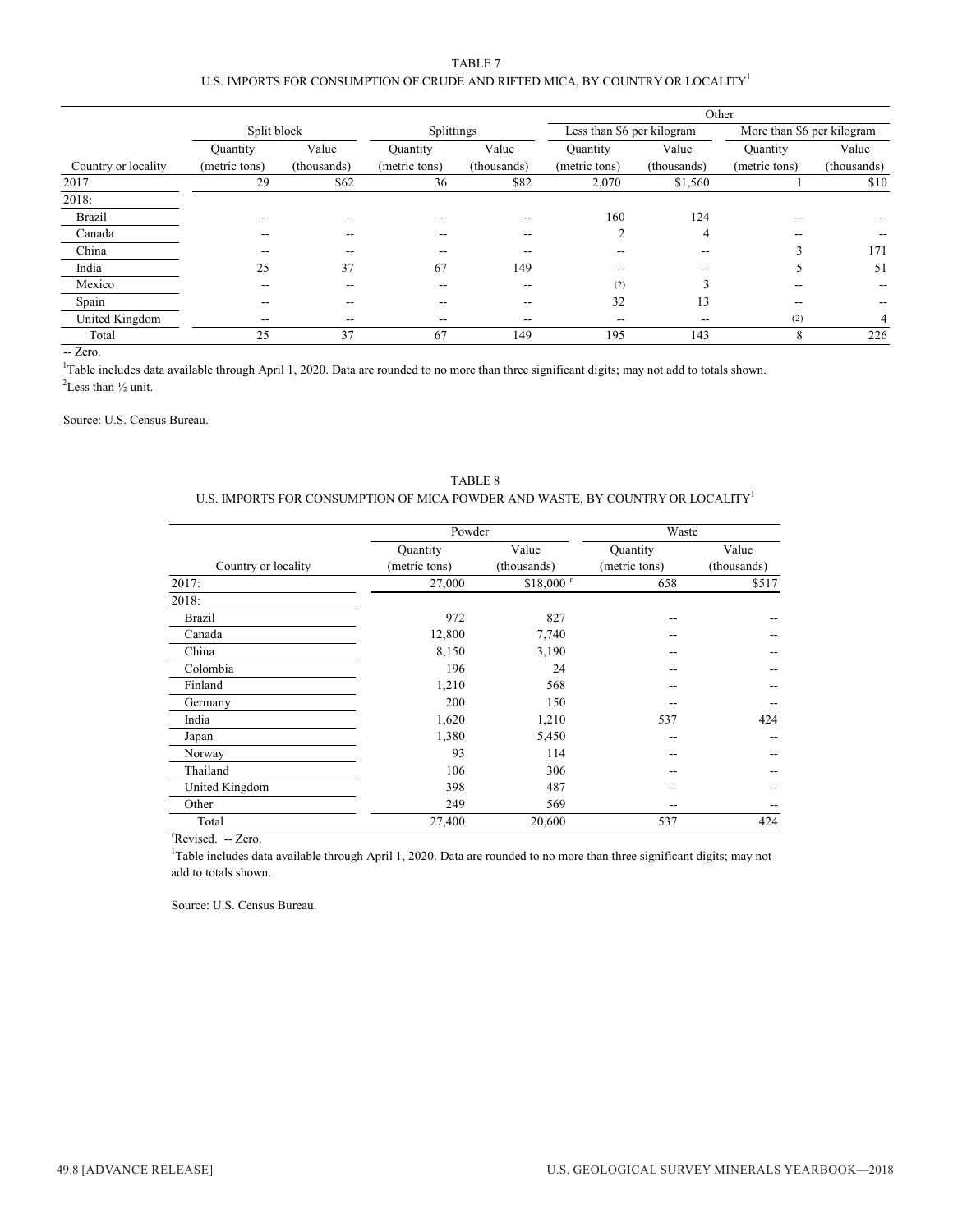TABLE 7

U.S. IMPORTS FOR CONSUMPTION OF CRUDE AND RIFTED MICA, BY COUNTRY OR LOCALITY[1]

| | Split block | | Splittings | | Other | | | |
|---|---|---|---|---|---|---|---|---|
| | | | | | Less than $6 per kilogram | | More than $6 per kilogram | |
| Country or locality | Quantity (metric tons) | Value (thousands) | Quantity (metric tons) | Value (thousands) | Quantity (metric tons) | Value (thousands) | Quantity (metric tons) | Value (thousands) |
| 2017 | 29 | $62 | 36 | $82 | 2,070 | $1,560 | 1 | $10 |
| 2018: | | | | | | | | |
| Brazil | -- | -- | -- | -- | 160 | 124 | -- | -- |
| Canada | -- | -- | -- | -- | 2 | 4 | -- | -- |
| China | -- | -- | -- | -- | -- | -- | 3 | 171 |
| India | 25 | 37 | 67 | 149 | -- | -- | 5 | 51 |
| Mexico | -- | -- | -- | -- | (2) | 3 | -- | -- |
| Spain | -- | -- | -- | -- | 32 | 13 | -- | -- |
| United Kingdom | -- | -- | -- | -- | -- | -- | (2) | 4 |
| Total | 25 | 37 | 67 | 149 | 195 | 143 | 8 | 226 |

-- Zero.

[1]Table includes data available through April 1, 2020. Data are rounded to no more than three significant digits; may not add to totals shown.

[2]Less than ½ unit.

Source: U.S. Census Bureau.

TABLE 8

U.S. IMPORTS FOR CONSUMPTION OF MICA POWDER AND WASTE, BY COUNTRY OR LOCALITY[1]

| | Powder | | Waste | |
|---|---|---|---|---|
| Country or locality | Quantity (metric tons) | Value (thousands) | Quantity (metric tons) | Value (thousands) |
| 2017: | 27,000 | $18,000 r | 658 | $517 |
| 2018: | | | | |
| Brazil | 972 | 827 | -- | -- |
| Canada | 12,800 | 7,740 | -- | -- |
| China | 8,150 | 3,190 | -- | -- |
| Colombia | 196 | 24 | -- | -- |
| Finland | 1,210 | 568 | -- | -- |
| Germany | 200 | 150 | -- | -- |
| India | 1,620 | 1,210 | 537 | 424 |
| Japan | 1,380 | 5,450 | -- | -- |
| Norway | 93 | 114 | -- | -- |
| Thailand | 106 | 306 | -- | -- |
| United Kingdom | 398 | 487 | -- | -- |
| Other | 249 | 569 | -- | -- |
| Total | 27,400 | 20,600 | 537 | 424 |

rRevised. -- Zero.

[1]Table includes data available through April 1, 2020. Data are rounded to no more than three significant digits; may not add to totals shown.

Source: U.S. Census Bureau.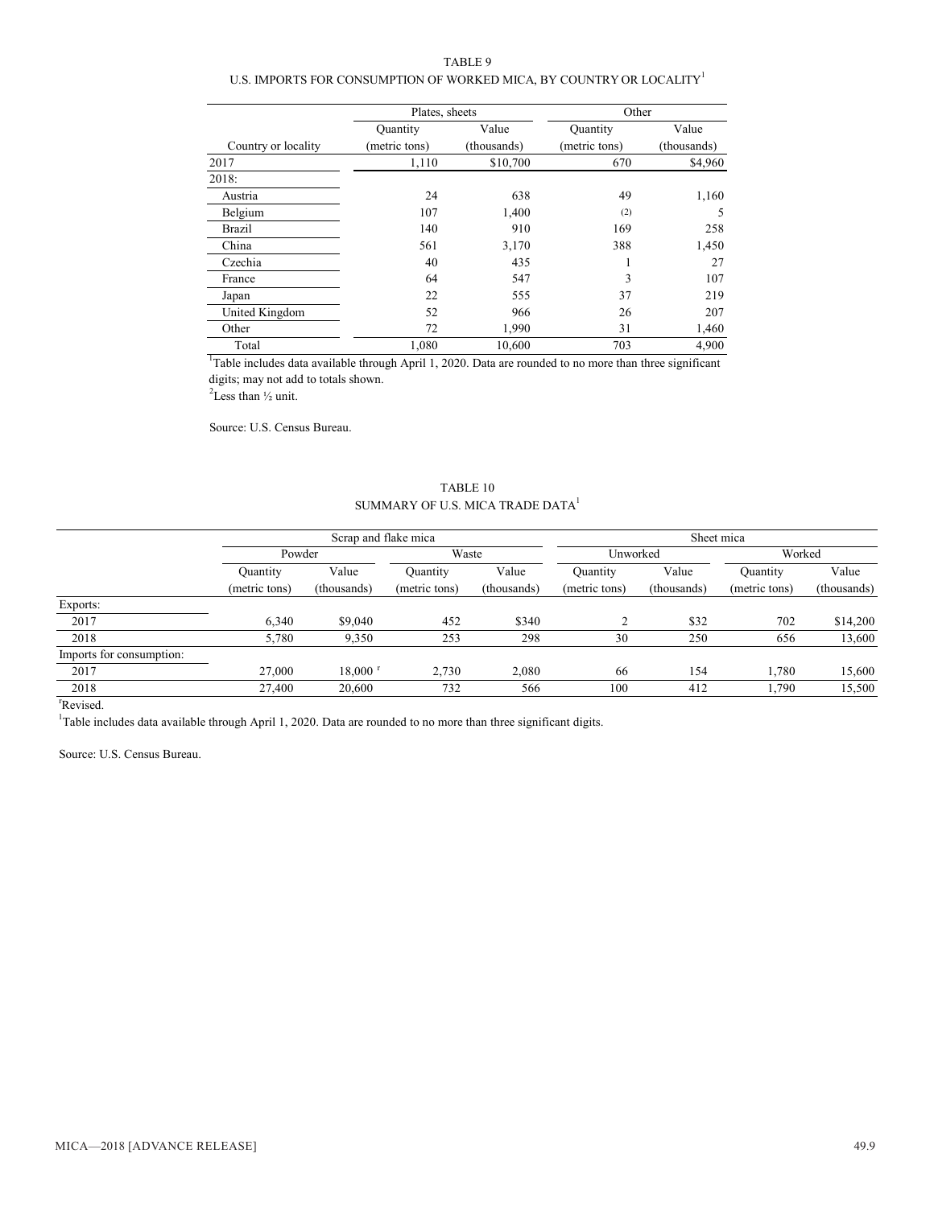TABLE 9
U.S. IMPORTS FOR CONSUMPTION OF WORKED MICA, BY COUNTRY OR LOCALITY[1]

| | Plates, sheets | | Other | |
|---|---|---|---|---|
| | Quantity | Value | Quantity | Value |
| Country or locality | (metric tons) | (thousands) | (metric tons) | (thousands) |
| 2017 | 1,110 | $10,700 | 670 | $4,960 |
| 2018: | | | | |
| Austria | 24 | 638 | 49 | 1,160 |
| Belgium | 107 | 1,400 | (2) | 5 |
| Brazil | 140 | 910 | 169 | 258 |
| China | 561 | 3,170 | 388 | 1,450 |
| Czechia | 40 | 435 | 1 | 27 |
| France | 64 | 547 | 3 | 107 |
| Japan | 22 | 555 | 37 | 219 |
| United Kingdom | 52 | 966 | 26 | 207 |
| Other | 72 | 1,990 | 31 | 1,460 |
| Total | 1,080 | 10,600 | 703 | 4,900 |

[1]Table includes data available through April 1, 2020. Data are rounded to no more than three significant digits; may not add to totals shown.

[2]Less than ½ unit.

Source: U.S. Census Bureau.

TABLE 10
SUMMARY OF U.S. MICA TRADE DATA[1]

| | Scrap and flake mica | | | | Sheet mica | | | |
|---|---|---|---|---|---|---|---|---|
| | Powder | | Waste | | Unworked | | Worked | |
| | Quantity (metric tons) | Value (thousands) | Quantity (metric tons) | Value (thousands) | Quantity (metric tons) | Value (thousands) | Quantity (metric tons) | Value (thousands) |
| Exports: | | | | | | | | |
| 2017 | 6,340 | $9,040 | 452 | $340 | 2 | $32 | 702 | $14,200 |
| 2018 | 5,780 | 9,350 | 253 | 298 | 30 | 250 | 656 | 13,600 |
| Imports for consumption: | | | | | | | | |
| 2017 | 27,000 | 18,000 r | 2,730 | 2,080 | 66 | 154 | 1,780 | 15,600 |
| 2018 | 27,400 | 20,600 | 732 | 566 | 100 | 412 | 1,790 | 15,500 |

rRevised.

[1]Table includes data available through April 1, 2020. Data are rounded to no more than three significant digits.

Source: U.S. Census Bureau.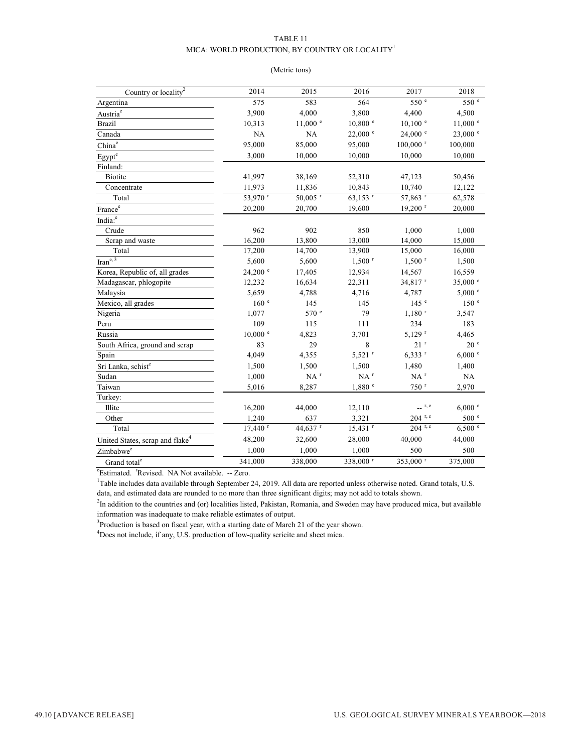TABLE 11

MICA: WORLD PRODUCTION, BY COUNTRY OR LOCALITY[1]

(Metric tons)

| Country or locality[2] | 2014 | 2015 | 2016 | 2017 | 2018 |
|---|---|---|---|---|---|
| Argentina | 575 | 583 | 564 | 550 e | 550 e |
| Austria[e] | 3,900 | 4,000 | 3,800 | 4,400 | 4,500 |
| Brazil | 10,313 | 11,000 e | 10,800 e | 10,100 e | 11,000 e |
| Canada | NA | NA | 22,000 e | 24,000 e | 23,000 e |
| China[e] | 95,000 | 85,000 | 95,000 | 100,000 r | 100,000 |
| Egypt[e] | 3,000 | 10,000 | 10,000 | 10,000 | 10,000 |
| Finland: | | | | | |
| Biotite | 41,997 | 38,169 | 52,310 | 47,123 | 50,456 |
| Concentrate | 11,973 | 11,836 | 10,843 | 10,740 | 12,122 |
| Total | 53,970 r | 50,005 r | 63,153 r | 57,863 r | 62,578 |
| France[e] | 20,200 | 20,700 | 19,600 | 19,200 r | 20,000 |
| India:[e] | | | | | |
| Crude | 962 | 902 | 850 | 1,000 | 1,000 |
| Scrap and waste | 16,200 | 13,800 | 13,000 | 14,000 | 15,000 |
| Total | 17,200 | 14,700 | 13,900 | 15,000 | 16,000 |
| Iran[e, 3] | 5,600 | 5,600 | 1,500 r | 1,500 r | 1,500 |
| Korea, Republic of, all grades | 24,200 e | 17,405 | 12,934 | 14,567 | 16,559 |
| Madagascar, phlogopite | 12,232 | 16,634 | 22,311 | 34,817 r | 35,000 e |
| Malaysia | 5,659 | 4,788 | 4,716 | 4,787 | 5,000 e |
| Mexico, all grades | 160 e | 145 | 145 | 145 e | 150 e |
| Nigeria | 1,077 | 570 e | 79 | 1,180 r | 3,547 |
| Peru | 109 | 115 | 111 | 234 | 183 |
| Russia | 10,000 e | 4,823 | 3,701 | 5,129 r | 4,465 |
| South Africa, ground and scrap | 83 | 29 | 8 | 21 r | 20 e |
| Spain | 4,049 | 4,355 | 5,521 r | 6,333 r | 6,000 e |
| Sri Lanka, schist[e] | 1,500 | 1,500 | 1,500 | 1,480 | 1,400 |
| Sudan | 1,000 | NA r | NA r | NA r | NA |
| Taiwan | 5,016 | 8,287 | 1,880 e | 750 r | 2,970 |
| Turkey: | | | | | |
| Illite | 16,200 | 44,000 | 12,110 | -- r, e | 6,000 e |
| Other | 1,240 | 637 | 3,321 | 204 r, e | 500 e |
| Total | 17,440 r | 44,637 r | 15,431 r | 204 r, e | 6,500 e |
| United States, scrap and flake[4] | 48,200 | 32,600 | 28,000 | 40,000 | 44,000 |
| Zimbabwe[e] | 1,000 | 1,000 | 1,000 | 500 | 500 |
| Grand total[e] | 341,000 | 338,000 | 338,000 r | 353,000 r | 375,000 |

[e]Estimated. [r]Revised. NA Not available. -- Zero.

[1]Table includes data available through September 24, 2019. All data are reported unless otherwise noted. Grand totals, U.S. data, and estimated data are rounded to no more than three significant digits; may not add to totals shown.

[2]In addition to the countries and (or) localities listed, Pakistan, Romania, and Sweden may have produced mica, but available information was inadequate to make reliable estimates of output.

[3]Production is based on fiscal year, with a starting date of March 21 of the year shown.

[4]Does not include, if any, U.S. production of low-quality sericite and sheet mica.